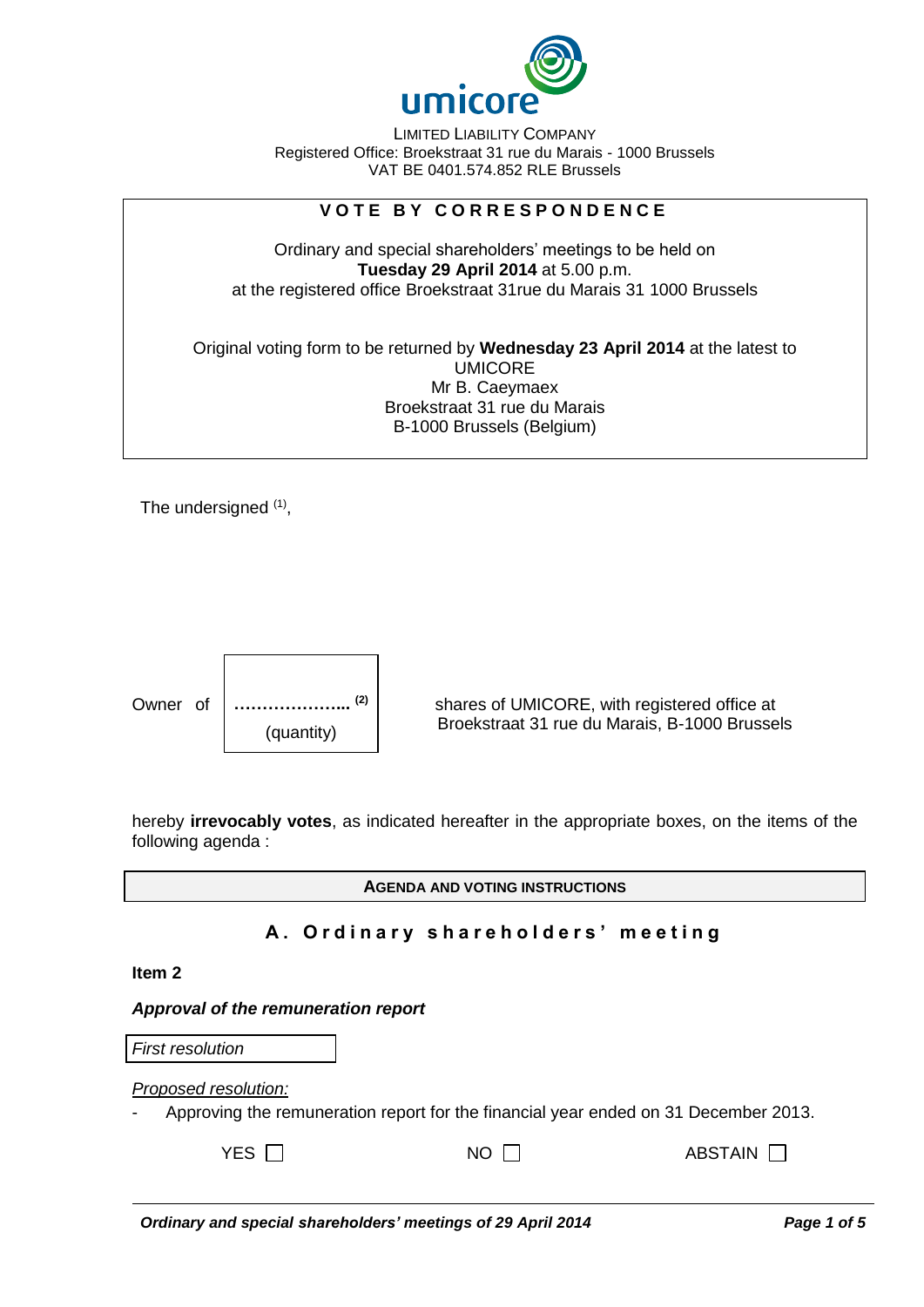umicore

LIMITED LIABILITY COMPANY
Registered Office: Broekstraat 31 rue du Marais - 1000 Brussels
VAT BE 0401.574.852 RLE Brussels

## VOTE BY CORRESPONDENCE

Ordinary and special shareholders' meetings to be held on
**Tuesday 29 April 2014** at 5.00 p.m.
at the registered office Broekstraat 31rue du Marais 31 1000 Brussels

Original voting form to be returned by **Wednesday 23 April 2014** at the latest to
UMICORE
Mr B. Caeymaex
Broekstraat 31 rue du Marais
B-1000 Brussels (Belgium)

The undersigned [1],

Owner of **………………..** [2] (quantity) shares of UMICORE, with registered office at Broekstraat 31 rue du Marais, B-1000 Brussels

hereby **irrevocably votes**, as indicated hereafter in the appropriate boxes, on the items of the following agenda :

**AGENDA AND VOTING INSTRUCTIONS**

## A. Ordinary shareholders' meeting

**Item 2**

***Approval of the remuneration report***

*First resolution*

Proposed resolution:

- Approving the remuneration report for the financial year ended on 31 December 2013.

YES ☐ NO ☐ ABSTAIN ☐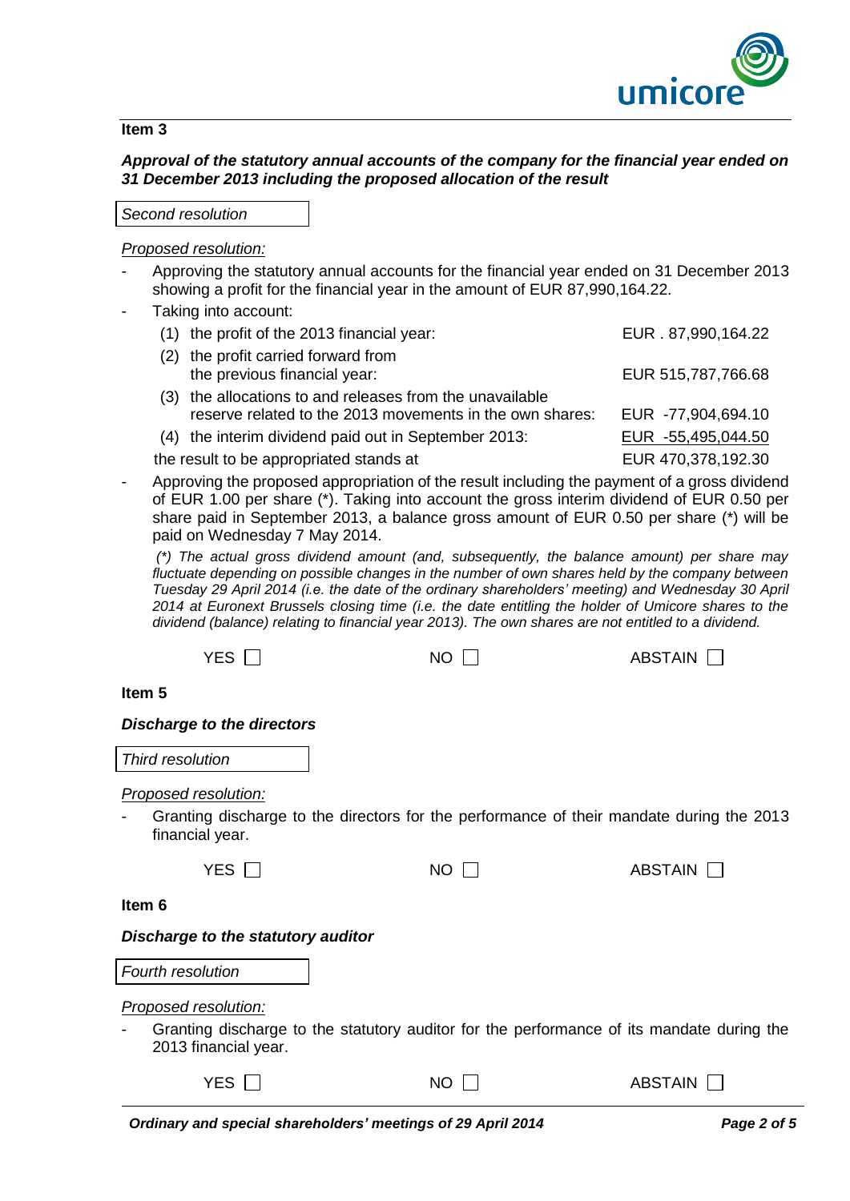**Item 3**

***Approval of the statutory annual accounts of the company for the financial year ended on 31 December 2013 including the proposed allocation of the result***

*Second resolution*

*Proposed resolution:*

- Approving the statutory annual accounts for the financial year ended on 31 December 2013 showing a profit for the financial year in the amount of EUR 87,990,164.22.
- Taking into account:

| | |
|---|---|
| (1) the profit of the 2013 financial year: | EUR . 87,990,164.22 |
| (2) the profit carried forward from the previous financial year: | EUR 515,787,766.68 |
| (3) the allocations to and releases from the unavailable reserve related to the 2013 movements in the own shares: | EUR -77,904,694.10 |
| (4) the interim dividend paid out in September 2013: | EUR -55,495,044.50 |
| the result to be appropriated stands at | EUR 470,378,192.30 |

- Approving the proposed appropriation of the result including the payment of a gross dividend of EUR 1.00 per share (*). Taking into account the gross interim dividend of EUR 0.50 per share paid in September 2013, a balance gross amount of EUR 0.50 per share (*) will be paid on Wednesday 7 May 2014.

  *(*) The actual gross dividend amount (and, subsequently, the balance amount) per share may fluctuate depending on possible changes in the number of own shares held by the company between Tuesday 29 April 2014 (i.e. the date of the ordinary shareholders' meeting) and Wednesday 30 April 2014 at Euronext Brussels closing time (i.e. the date entitling the holder of Umicore shares to the dividend (balance) relating to financial year 2013). The own shares are not entitled to a dividend.*

YES ☐ NO ☐ ABSTAIN ☐

**Item 5**

***Discharge to the directors***

*Third resolution*

*Proposed resolution:*

- Granting discharge to the directors for the performance of their mandate during the 2013 financial year.

YES ☐ NO ☐ ABSTAIN ☐

**Item 6**

***Discharge to the statutory auditor***

*Fourth resolution*

*Proposed resolution:*

- Granting discharge to the statutory auditor for the performance of its mandate during the 2013 financial year.

YES ☐ NO ☐ ABSTAIN ☐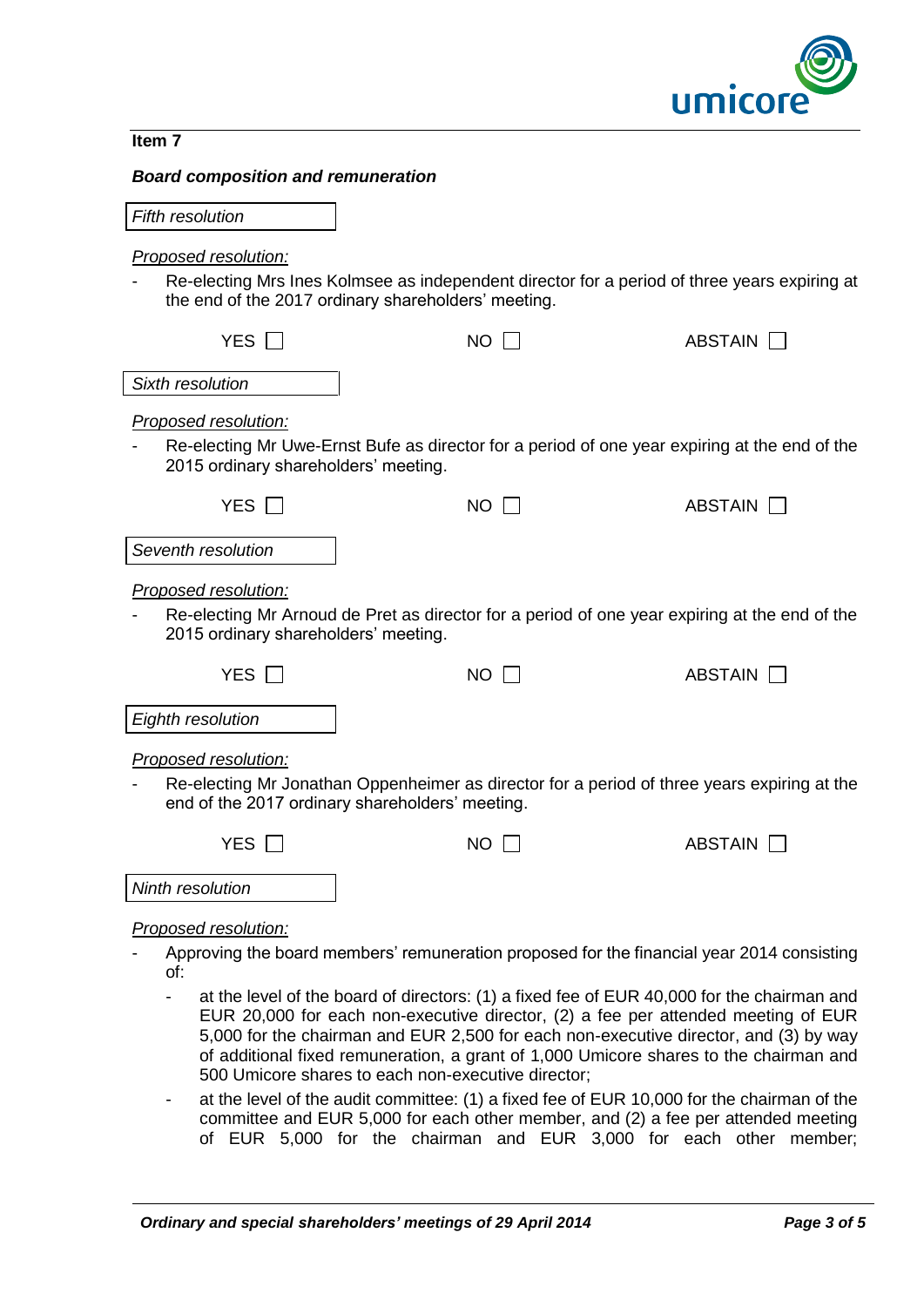**Item 7**

***Board composition and remuneration***

*Fifth resolution*

*Proposed resolution:*

- Re-electing Mrs Ines Kolmsee as independent director for a period of three years expiring at the end of the 2017 ordinary shareholders' meeting.

YES ☐ NO ☐ ABSTAIN ☐

*Sixth resolution*

*Proposed resolution:*

- Re-electing Mr Uwe-Ernst Bufe as director for a period of one year expiring at the end of the 2015 ordinary shareholders' meeting.

YES ☐ NO ☐ ABSTAIN ☐

*Seventh resolution*

*Proposed resolution:*

- Re-electing Mr Arnoud de Pret as director for a period of one year expiring at the end of the 2015 ordinary shareholders' meeting.

YES ☐ NO ☐ ABSTAIN ☐

*Eighth resolution*

*Proposed resolution:*

- Re-electing Mr Jonathan Oppenheimer as director for a period of three years expiring at the end of the 2017 ordinary shareholders' meeting.

YES ☐ NO ☐ ABSTAIN ☐

*Ninth resolution*

*Proposed resolution:*

- Approving the board members' remuneration proposed for the financial year 2014 consisting of:
  - at the level of the board of directors: (1) a fixed fee of EUR 40,000 for the chairman and EUR 20,000 for each non-executive director, (2) a fee per attended meeting of EUR 5,000 for the chairman and EUR 2,500 for each non-executive director, and (3) by way of additional fixed remuneration, a grant of 1,000 Umicore shares to the chairman and 500 Umicore shares to each non-executive director;
  - at the level of the audit committee: (1) a fixed fee of EUR 10,000 for the chairman of the committee and EUR 5,000 for each other member, and (2) a fee per attended meeting of EUR 5,000 for the chairman and EUR 3,000 for each other member;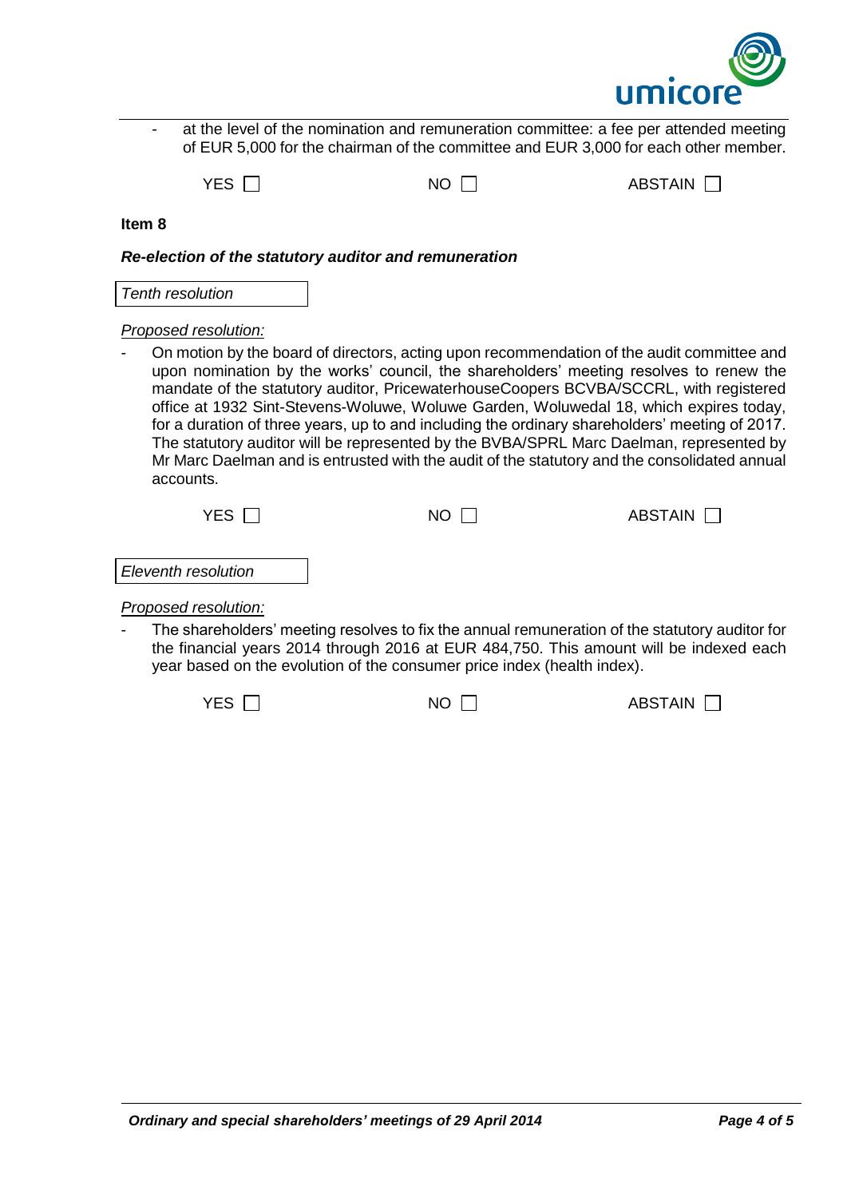- at the level of the nomination and remuneration committee: a fee per attended meeting of EUR 5,000 for the chairman of the committee and EUR 3,000 for each other member.

YES ☐ NO ☐ ABSTAIN ☐

**Item 8**

***Re-election of the statutory auditor and remuneration***

*Tenth resolution*

*Proposed resolution:*

- On motion by the board of directors, acting upon recommendation of the audit committee and upon nomination by the works' council, the shareholders' meeting resolves to renew the mandate of the statutory auditor, PricewaterhouseCoopers BCVBA/SCCRL, with registered office at 1932 Sint-Stevens-Woluwe, Woluwe Garden, Woluwedal 18, which expires today, for a duration of three years, up to and including the ordinary shareholders' meeting of 2017. The statutory auditor will be represented by the BVBA/SPRL Marc Daelman, represented by Mr Marc Daelman and is entrusted with the audit of the statutory and the consolidated annual accounts.

YES ☐ NO ☐ ABSTAIN ☐

*Eleventh resolution*

*Proposed resolution:*

- The shareholders' meeting resolves to fix the annual remuneration of the statutory auditor for the financial years 2014 through 2016 at EUR 484,750. This amount will be indexed each year based on the evolution of the consumer price index (health index).

YES ☐ NO ☐ ABSTAIN ☐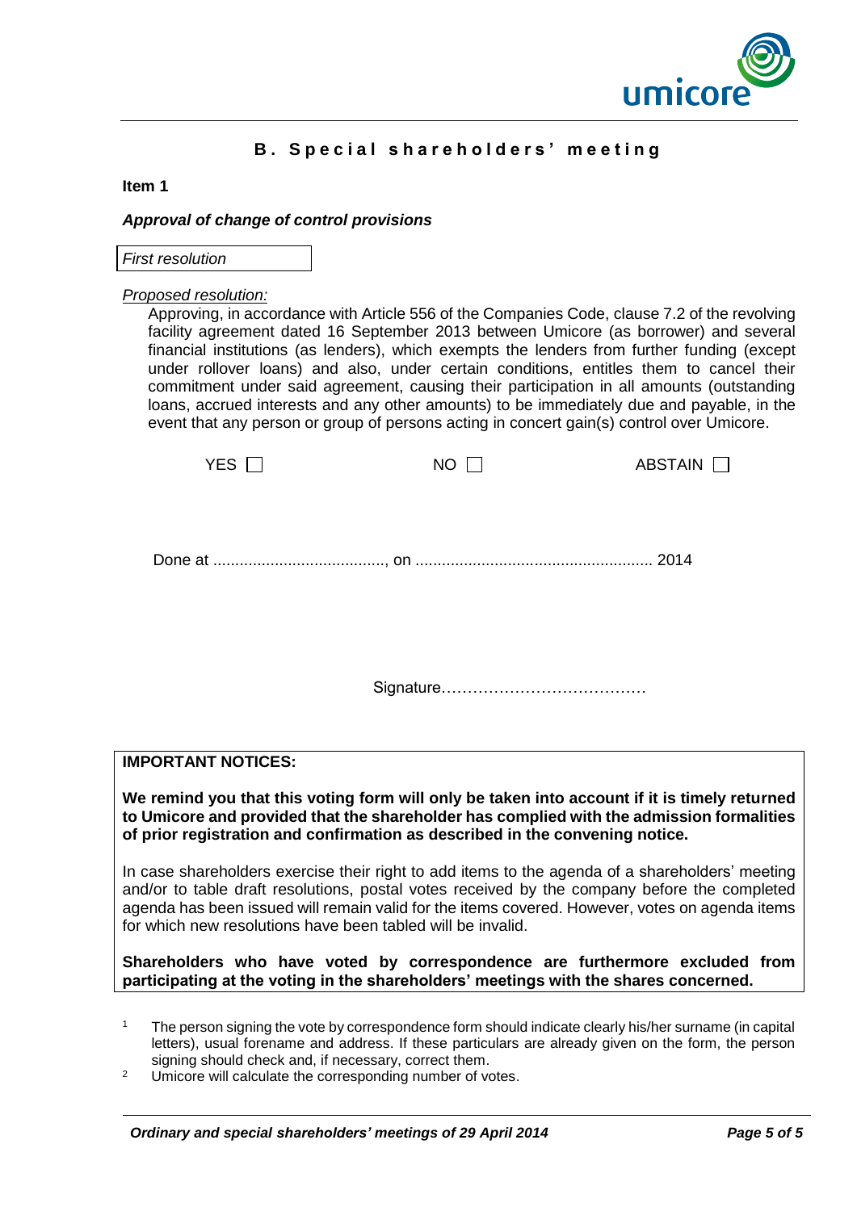## B. Special shareholders' meeting

**Item 1**

***Approval of change of control provisions***

*First resolution*

*Proposed resolution:*

Approving, in accordance with Article 556 of the Companies Code, clause 7.2 of the revolving facility agreement dated 16 September 2013 between Umicore (as borrower) and several financial institutions (as lenders), which exempts the lenders from further funding (except under rollover loans) and also, under certain conditions, entitles them to cancel their commitment under said agreement, causing their participation in all amounts (outstanding loans, accrued interests and any other amounts) to be immediately due and payable, in the event that any person or group of persons acting in concert gain(s) control over Umicore.

YES ☐ NO ☐ ABSTAIN ☐

Done at ......................................., on ..................................................... 2014

Signature…………………………………

**IMPORTANT NOTICES:**

**We remind you that this voting form will only be taken into account if it is timely returned to Umicore and provided that the shareholder has complied with the admission formalities of prior registration and confirmation as described in the convening notice.**

In case shareholders exercise their right to add items to the agenda of a shareholders' meeting and/or to table draft resolutions, postal votes received by the company before the completed agenda has been issued will remain valid for the items covered. However, votes on agenda items for which new resolutions have been tabled will be invalid.

**Shareholders who have voted by correspondence are furthermore excluded from participating at the voting in the shareholders' meetings with the shares concerned.**

[1] The person signing the vote by correspondence form should indicate clearly his/her surname (in capital letters), usual forename and address. If these particulars are already given on the form, the person signing should check and, if necessary, correct them.

[2] Umicore will calculate the corresponding number of votes.